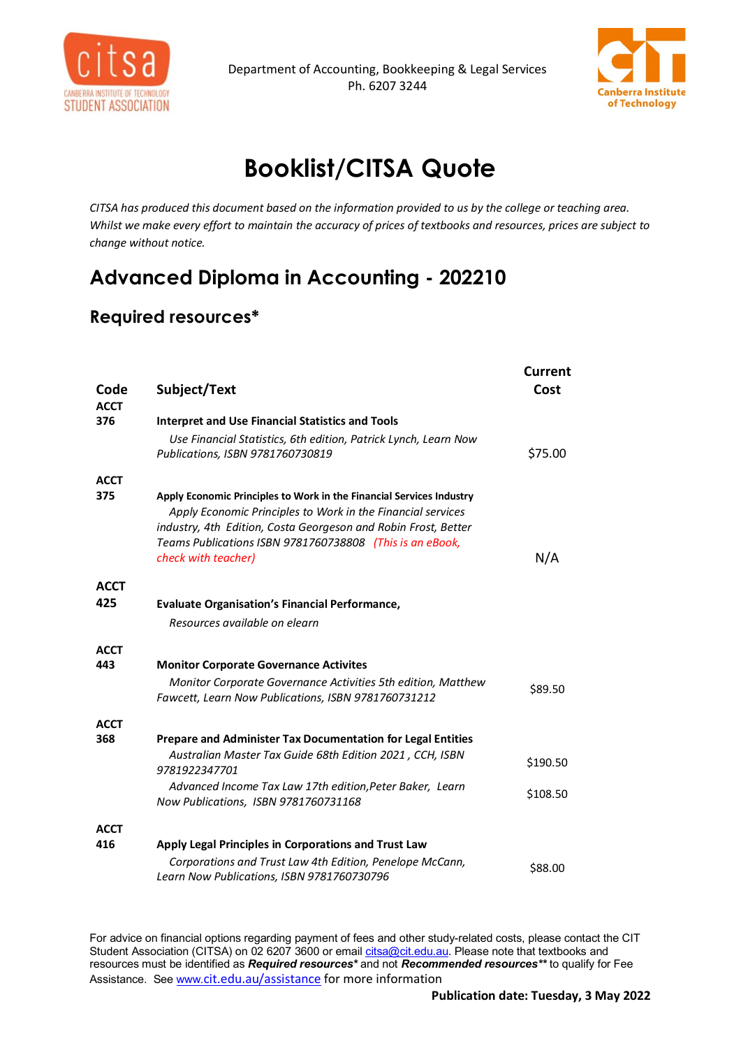Department of Accounting, Bookkeeping & Legal Services
Ph. 6207 3244

# Booklist/CITSA Quote

*CITSA has produced this document based on the information provided to us by the college or teaching area. Whilst we make every effort to maintain the accuracy of prices of textbooks and resources, prices are subject to change without notice.*

## Advanced Diploma in Accounting - 202210

### Required resources*

| Code | Subject/Text | Current Cost |
|---|---|---|
| ACCT 376 | **Interpret and Use Financial Statistics and Tools**<br>*Use Financial Statistics, 6th edition, Patrick Lynch, Learn Now Publications, ISBN 9781760730819* | $75.00 |
| ACCT 375 | **Apply Economic Principles to Work in the Financial Services Industry**<br>*Apply Economic Principles to Work in the Financial services industry, 4th Edition, Costa Georgeson and Robin Frost, Better Teams Publications ISBN 9781760738808 (This is an eBook, check with teacher)* | N/A |
| ACCT 425 | **Evaluate Organisation's Financial Performance,**<br>*Resources available on elearn* | |
| ACCT 443 | **Monitor Corporate Governance Activites**<br>*Monitor Corporate Governance Activities 5th edition, Matthew Fawcett, Learn Now Publications, ISBN 9781760731212* | $89.50 |
| ACCT 368 | **Prepare and Administer Tax Documentation for Legal Entities**<br>*Australian Master Tax Guide 68th Edition 2021 , CCH, ISBN 9781922347701* | $190.50 |
| | *Advanced Income Tax Law 17th edition,Peter Baker, Learn Now Publications, ISBN 9781760731168* | $108.50 |
| ACCT 416 | **Apply Legal Principles in Corporations and Trust Law**<br>*Corporations and Trust Law 4th Edition, Penelope McCann, Learn Now Publications, ISBN 9781760730796* | $88.00 |

For advice on financial options regarding payment of fees and other study-related costs, please contact the CIT Student Association (CITSA) on 02 6207 3600 or email citsa@cit.edu.au. Please note that textbooks and resources must be identified as ***Required resources**** and not ***Recommended resources**** to qualify for Fee Assistance. See www.cit.edu.au/assistance for more information

**Publication date: Tuesday, 3 May 2022**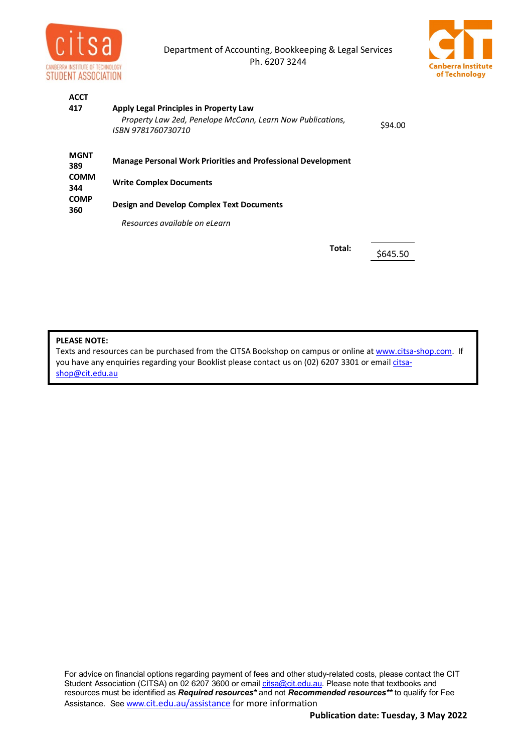Department of Accounting, Bookkeeping & Legal Services
Ph. 6207 3244

| | | |
|---|---|---|
| **ACCT 417** | **Apply Legal Principles in Property Law** *Property Law 2ed, Penelope McCann, Learn Now Publications, ISBN 9781760730710* | $94.00 |
| **MGNT 389** | **Manage Personal Work Priorities and Professional Development** | |
| **COMM 344** | **Write Complex Documents** | |
| **COMP 360** | **Design and Develop Complex Text Documents** *Resources available on eLearn* | |
| | **Total:** | $645.50 |

**PLEASE NOTE:**
Texts and resources can be purchased from the CITSA Bookshop on campus or online at www.citsa-shop.com. If you have any enquiries regarding your Booklist please contact us on (02) 6207 3301 or email citsa-shop@cit.edu.au

For advice on financial options regarding payment of fees and other study-related costs, please contact the CIT Student Association (CITSA) on 02 6207 3600 or email citsa@cit.edu.au. Please note that textbooks and resources must be identified as ***Required resources**** and not ***Recommended resources***** to qualify for Fee Assistance. See www.cit.edu.au/assistance for more information

**Publication date: Tuesday, 3 May 2022**